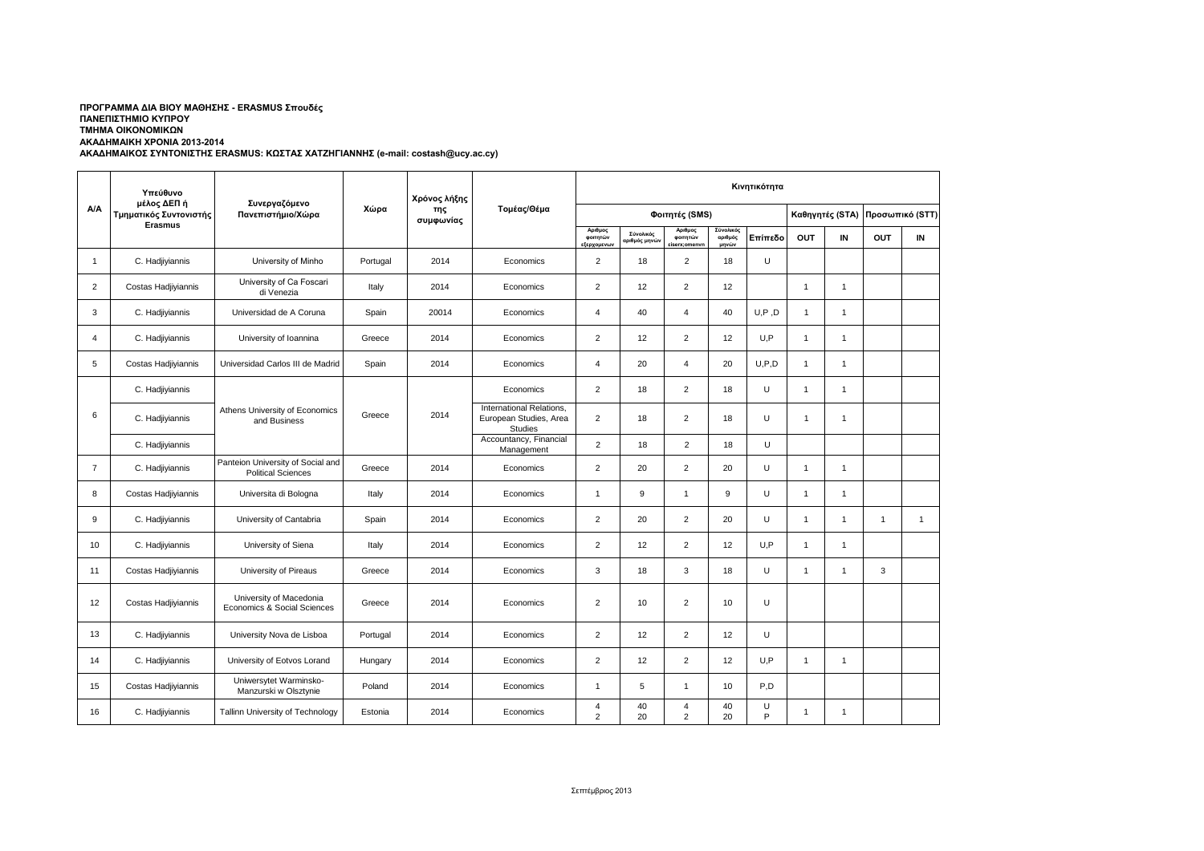**ΠΡΟΓΡΑΜΜΑ ΔΙΑ ΒΙΟΥ ΜΑΘΗΣΗΣ - ERASMUS Σπουδές**
**ΠΑΝΕΠΙΣΤΗΜΙΟ ΚΥΠΡΟΥ**
**ΤΜΗΜΑ ΟΙΚΟΝΟΜΙΚΩΝ**
**ΑΚΑΔΗΜΑΙΚΗ ΧΡΟΝΙΑ 2013-2014**
**ΑΚΑΔΗΜΑΙΚΟΣ ΣΥΝΤΟΝΙΣΤΗΣ ERASMUS: ΚΩΣΤΑΣ ΧΑΤΖΗΓΙΑΝΝΗΣ (e-mail: costash@ucy.ac.cy)**

| Α/Α | Υπεύθυνο μέλος ΔΕΠ ή Τμηματικός Συντονιστής Erasmus | Συνεργαζόμενο Πανεπιστήμιο/Χώρα | Χώρα | Χρόνος λήξης της συμφωνίας | Τομέας/Θέμα | Κινητικότητα | | | | | | | | |
|---|---|---|---|---|---|---|---|---|---|---|---|---|---|---|
| | | | | | | Φοιτητές (SMS) | | | | | Καθηγητές (STA) | | Προσωπικό (STT) | |
| | | | | | | Αριθμος φοιτητών εξερχομενων | Σύνολικός αριθμός μηνών | Αριθμος φοιτητών eisercomenvn | Σύνολικός αριθμός μηνών | Επίπεδο | OUT | IN | OUT | IN |
| 1 | C. Hadjiyiannis | University of Minho | Portugal | 2014 | Economics | 2 | 18 | 2 | 18 | U | | | | |
| 2 | Costas Hadjiyiannis | University of Ca Foscari di Venezia | Italy | 2014 | Economics | 2 | 12 | 2 | 12 | | 1 | 1 | | |
| 3 | C. Hadjiyiannis | Universidad de A Coruna | Spain | 20014 | Economics | 4 | 40 | 4 | 40 | U,P ,D | 1 | 1 | | |
| 4 | C. Hadjiyiannis | University of Ioannina | Greece | 2014 | Economics | 2 | 12 | 2 | 12 | U,P | 1 | 1 | | |
| 5 | Costas Hadjiyiannis | Universidad Carlos III de Madrid | Spain | 2014 | Economics | 4 | 20 | 4 | 20 | U,P,D | 1 | 1 | | |
| 6 | C. Hadjiyiannis | Athens University of Economics and Business | Greece | 2014 | Economics | 2 | 18 | 2 | 18 | U | 1 | 1 | | |
| | C. Hadjiyiannis | | | | International Relations, European Studies, Area Studies | 2 | 18 | 2 | 18 | U | 1 | 1 | | |
| | C. Hadjiyiannis | | | | Accountancy, Financial Management | 2 | 18 | 2 | 18 | U | | | | |
| 7 | C. Hadjiyiannis | Panteion University of Social and Political Sciences | Greece | 2014 | Economics | 2 | 20 | 2 | 20 | U | 1 | 1 | | |
| 8 | Costas Hadjiyiannis | Universita di Bologna | Italy | 2014 | Economics | 1 | 9 | 1 | 9 | U | 1 | 1 | | |
| 9 | C. Hadjiyiannis | University of Cantabria | Spain | 2014 | Economics | 2 | 20 | 2 | 20 | U | 1 | 1 | 1 | 1 |
| 10 | C. Hadjiyiannis | University of Siena | Italy | 2014 | Economics | 2 | 12 | 2 | 12 | U,P | 1 | 1 | | |
| 11 | Costas Hadjiyiannis | University of Pireaus | Greece | 2014 | Economics | 3 | 18 | 3 | 18 | U | 1 | 1 | 3 | |
| 12 | Costas Hadjiyiannis | University of Macedonia Economics & Social Sciences | Greece | 2014 | Economics | 2 | 10 | 2 | 10 | U | | | | |
| 13 | C. Hadjiyiannis | University Nova de Lisboa | Portugal | 2014 | Economics | 2 | 12 | 2 | 12 | U | | | | |
| 14 | C. Hadjiyiannis | University of Eotvos Lorand | Hungary | 2014 | Economics | 2 | 12 | 2 | 12 | U,P | 1 | 1 | | |
| 15 | Costas Hadjiyiannis | Uniwersytet Warminsko-Manzurski w Olsztynie | Poland | 2014 | Economics | 1 | 5 | 1 | 10 | P,D | | | | |
| 16 | C. Hadjiyiannis | Tallinn University of Technology | Estonia | 2014 | Economics | 4<br>2 | 40<br>20 | 4<br>2 | 40<br>20 | U<br>P | 1 | 1 | | |

Σεπτέμβριος 2013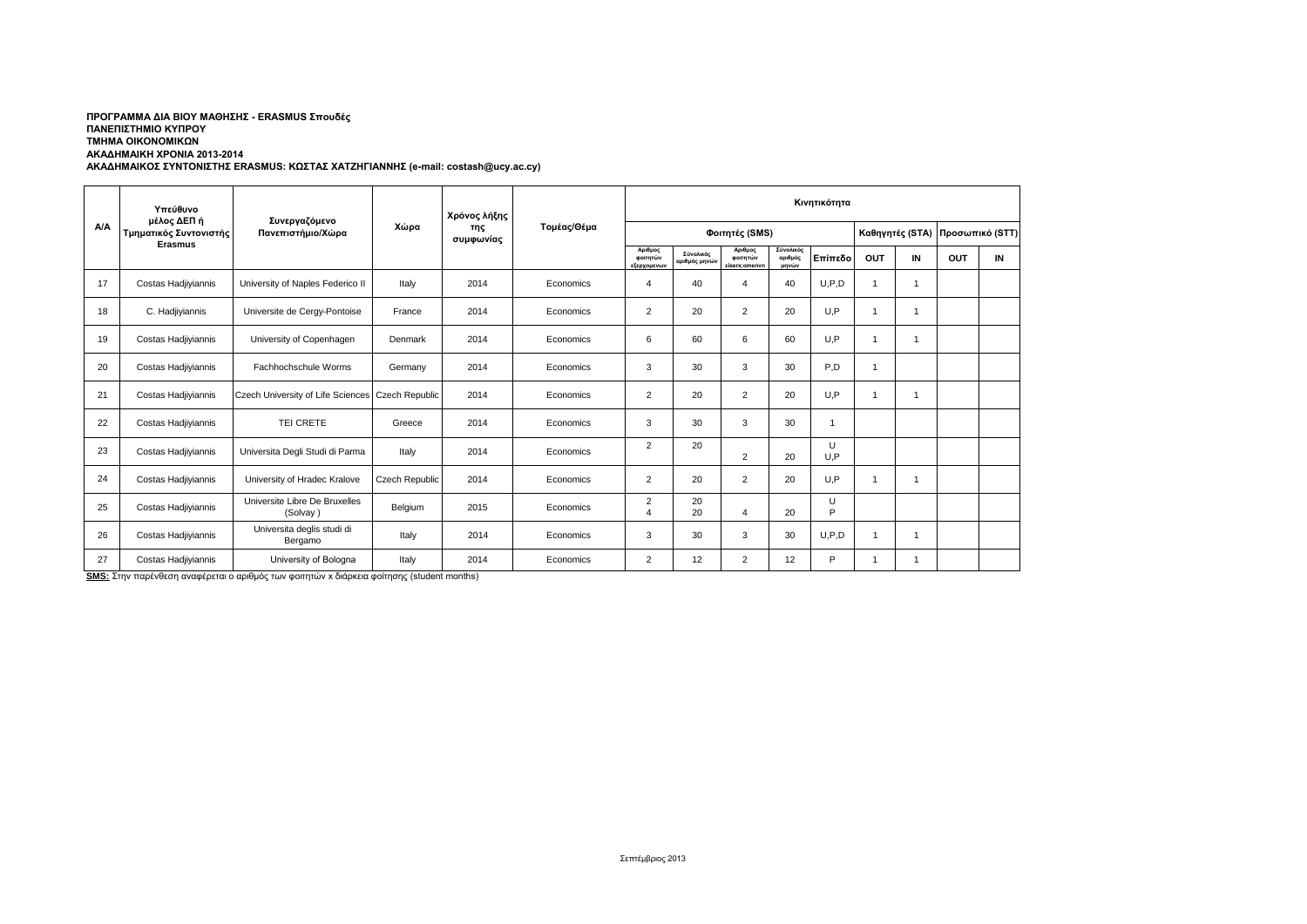**ΠΡΟΓΡΑΜΜΑ ΔΙΑ ΒΙΟΥ ΜΑΘΗΣΗΣ - ERASMUS Σπουδές**
**ΠΑΝΕΠΙΣΤΗΜΙΟ ΚΥΠΡΟΥ**
**ΤΜΗΜΑ ΟΙΚΟΝΟΜΙΚΩΝ**
**ΑΚΑΔΗΜΑΙΚΗ ΧΡΟΝΙΑ 2013-2014**
**ΑΚΑΔΗΜΑΙΚΟΣ ΣΥΝΤΟΝΙΣΤΗΣ ERASMUS: ΚΩΣΤΑΣ ΧΑΤΖΗΓΙΑΝΝΗΣ (e-mail: costash@ucy.ac.cy)**

| Α/Α | Υπεύθυνο μέλος ΔΕΠ ή Τμηματικός Συντονιστής Erasmus | Συνεργαζόμενο Πανεπιστήμιο/Χώρα | Χώρα | Χρόνος λήξης της συμφωνίας | Τομέας/Θέμα | Κινητικότητα | | | | | | | | |
|---|---|---|---|---|---|---|---|---|---|---|---|---|---|---|
| | | | | | | Φοιτητές (SMS) | | | | | Καθηγητές (STA) | | Προσωπικό (STT) | |
| | | | | | | Αριθμος φοιτητών εξερχομενων | Σύνολικός αριθμός μηνών | Αριθμος φοιτητών eiserxomenvn | Σύνολικός αριθμός μηνών | Επίπεδο | OUT | IN | OUT | IN |
| 17 | Costas Hadjiyiannis | University of Naples Federico II | Italy | 2014 | Economics | 4 | 40 | 4 | 40 | U,P,D | 1 | 1 | | |
| 18 | C. Hadjiyiannis | Universite de Cergy-Pontoise | France | 2014 | Economics | 2 | 20 | 2 | 20 | U,P | 1 | 1 | | |
| 19 | Costas Hadjiyiannis | University of Copenhagen | Denmark | 2014 | Economics | 6 | 60 | 6 | 60 | U,P | 1 | 1 | | |
| 20 | Costas Hadjiyiannis | Fachhochschule Worms | Germany | 2014 | Economics | 3 | 30 | 3 | 30 | P,D | 1 | | | |
| 21 | Costas Hadjiyiannis | Czech University of Life Sciences | Czech Republic | 2014 | Economics | 2 | 20 | 2 | 20 | U,P | 1 | 1 | | |
| 22 | Costas Hadjiyiannis | TEI CRETE | Greece | 2014 | Economics | 3 | 30 | 3 | 30 | 1 | | | | |
| 23 | Costas Hadjiyiannis | Universita Degli Studi di Parma | Italy | 2014 | Economics | 2 | 20 | 2 | 20 | U<br>U,P | | | | |
| 24 | Costas Hadjiyiannis | University of Hradec Kralove | Czech Republic | 2014 | Economics | 2 | 20 | 2 | 20 | U,P | 1 | 1 | | |
| 25 | Costas Hadjiyiannis | Universite Libre De Bruxelles (Solvay ) | Belgium | 2015 | Economics | 2<br>4 | 20<br>20 | 4 | 20 | U<br>P | | | | |
| 26 | Costas Hadjiyiannis | Universita deglis studi di Bergamo | Italy | 2014 | Economics | 3 | 30 | 3 | 30 | U,P,D | 1 | 1 | | |
| 27 | Costas Hadjiyiannis | University of Bologna | Italy | 2014 | Economics | 2 | 12 | 2 | 12 | P | 1 | 1 | | |

**SMS:** Στην παρένθεση αναφέρεται ο αριθμός των φοιτητών x διάρκεια φοίτησης (student months)

Σεπτέμβριος 2013